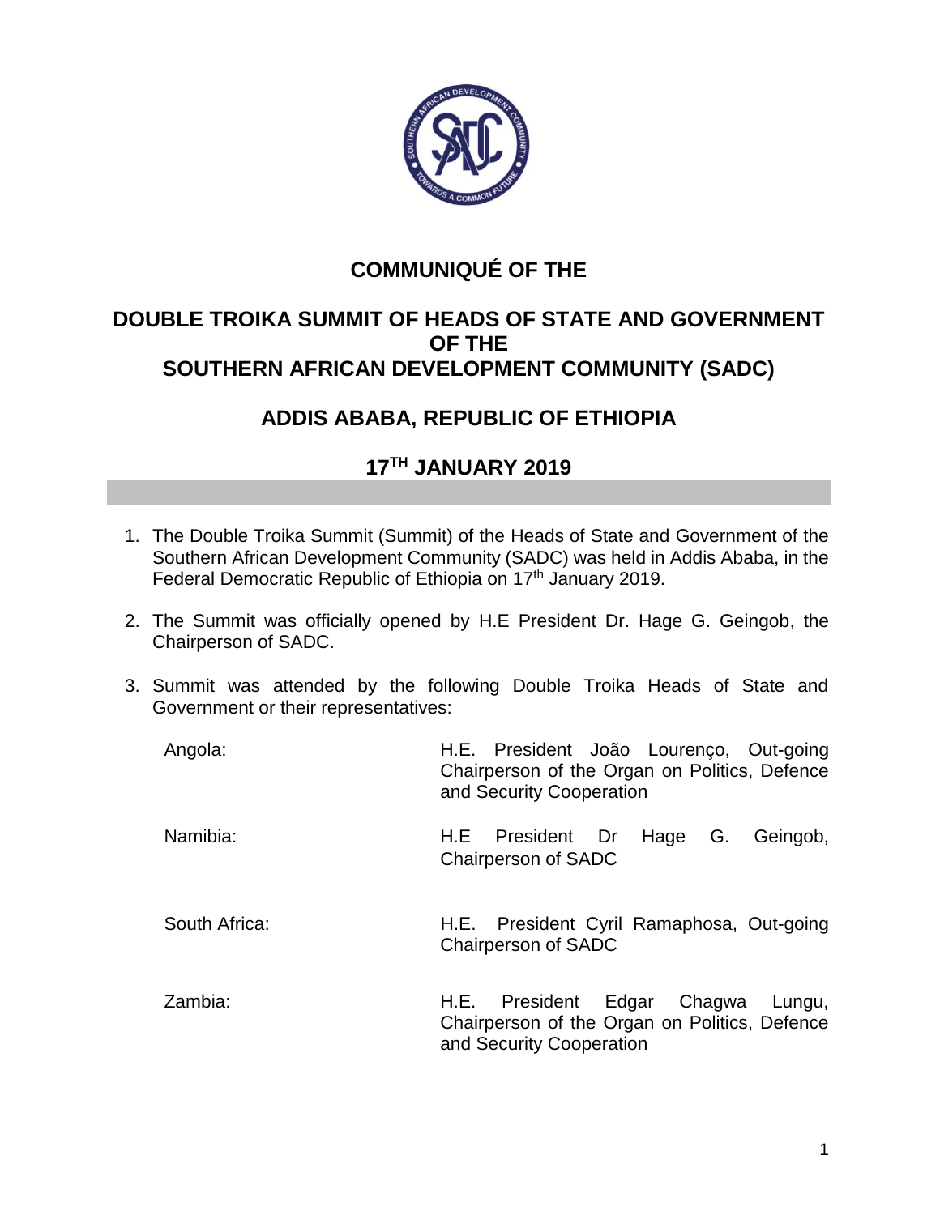# COMMUNIQUÉ OF THE

## DOUBLE TROIKA SUMMIT OF HEADS OF STATE AND GOVERNMENT OF THE SOUTHERN AFRICAN DEVELOPMENT COMMUNITY (SADC)

## ADDIS ABABA, REPUBLIC OF ETHIOPIA

## 17TH JANUARY 2019

1. The Double Troika Summit (Summit) of the Heads of State and Government of the Southern African Development Community (SADC) was held in Addis Ababa, in the Federal Democratic Republic of Ethiopia on 17th January 2019.

2. The Summit was officially opened by H.E President Dr. Hage G. Geingob, the Chairperson of SADC.

3. Summit was attended by the following Double Troika Heads of State and Government or their representatives:

| | |
|---|---|
| Angola: | H.E. President João Lourenço, Out-going Chairperson of the Organ on Politics, Defence and Security Cooperation |
| Namibia: | H.E President Dr Hage G. Geingob, Chairperson of SADC |
| South Africa: | H.E. President Cyril Ramaphosa, Out-going Chairperson of SADC |
| Zambia: | H.E. President Edgar Chagwa Lungu, Chairperson of the Organ on Politics, Defence and Security Cooperation |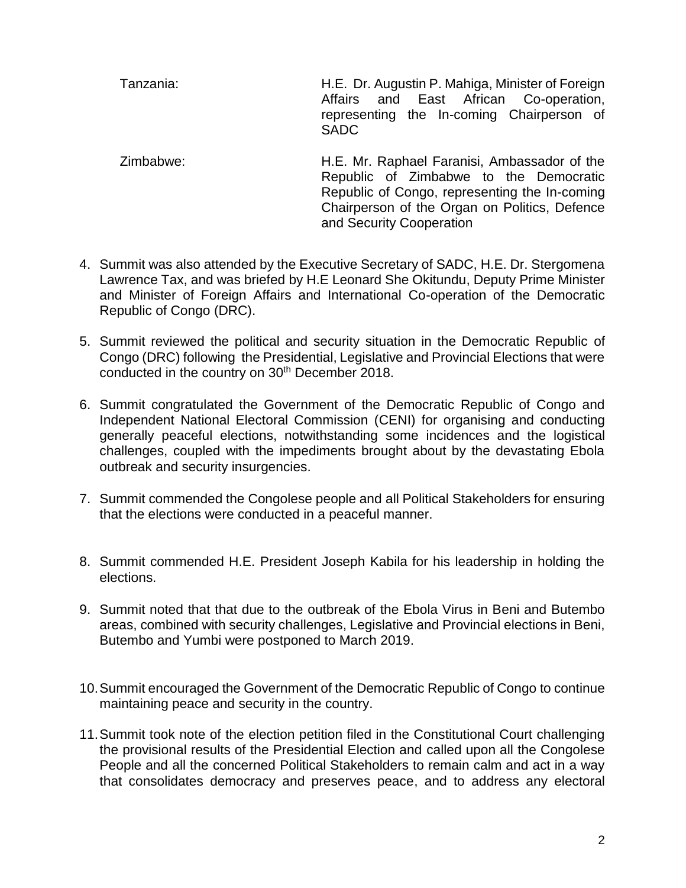| | |
|---|---|
| Tanzania: | H.E. Dr. Augustin P. Mahiga, Minister of Foreign Affairs and East African Co-operation, representing the In-coming Chairperson of SADC |
| Zimbabwe: | H.E. Mr. Raphael Faranisi, Ambassador of the Republic of Zimbabwe to the Democratic Republic of Congo, representing the In-coming Chairperson of the Organ on Politics, Defence and Security Cooperation |

4. Summit was also attended by the Executive Secretary of SADC, H.E. Dr. Stergomena Lawrence Tax, and was briefed by H.E Leonard She Okitundu, Deputy Prime Minister and Minister of Foreign Affairs and International Co-operation of the Democratic Republic of Congo (DRC).

5. Summit reviewed the political and security situation in the Democratic Republic of Congo (DRC) following the Presidential, Legislative and Provincial Elections that were conducted in the country on 30th December 2018.

6. Summit congratulated the Government of the Democratic Republic of Congo and Independent National Electoral Commission (CENI) for organising and conducting generally peaceful elections, notwithstanding some incidences and the logistical challenges, coupled with the impediments brought about by the devastating Ebola outbreak and security insurgencies.

7. Summit commended the Congolese people and all Political Stakeholders for ensuring that the elections were conducted in a peaceful manner.

8. Summit commended H.E. President Joseph Kabila for his leadership in holding the elections.

9. Summit noted that that due to the outbreak of the Ebola Virus in Beni and Butembo areas, combined with security challenges, Legislative and Provincial elections in Beni, Butembo and Yumbi were postponed to March 2019.

10. Summit encouraged the Government of the Democratic Republic of Congo to continue maintaining peace and security in the country.

11. Summit took note of the election petition filed in the Constitutional Court challenging the provisional results of the Presidential Election and called upon all the Congolese People and all the concerned Political Stakeholders to remain calm and act in a way that consolidates democracy and preserves peace, and to address any electoral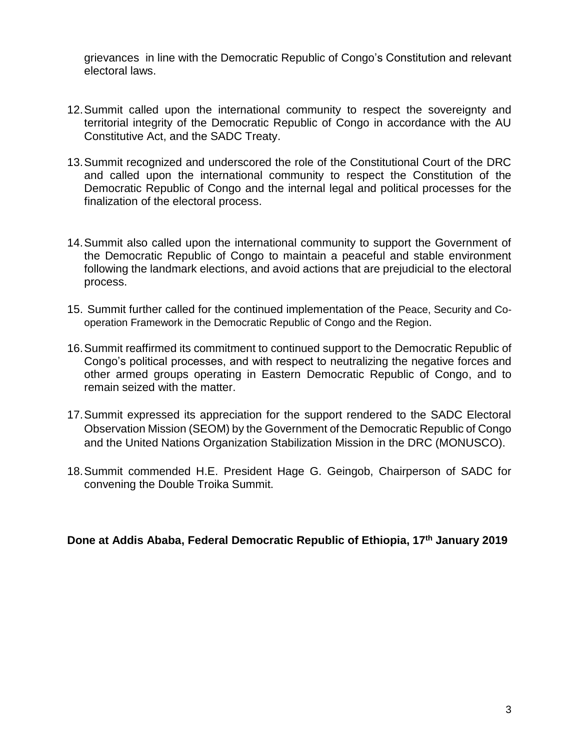grievances in line with the Democratic Republic of Congo's Constitution and relevant electoral laws.

12. Summit called upon the international community to respect the sovereignty and territorial integrity of the Democratic Republic of Congo in accordance with the AU Constitutive Act, and the SADC Treaty.

13. Summit recognized and underscored the role of the Constitutional Court of the DRC and called upon the international community to respect the Constitution of the Democratic Republic of Congo and the internal legal and political processes for the finalization of the electoral process.

14. Summit also called upon the international community to support the Government of the Democratic Republic of Congo to maintain a peaceful and stable environment following the landmark elections, and avoid actions that are prejudicial to the electoral process.

15. Summit further called for the continued implementation of the Peace, Security and Co-operation Framework in the Democratic Republic of Congo and the Region.

16. Summit reaffirmed its commitment to continued support to the Democratic Republic of Congo's political processes, and with respect to neutralizing the negative forces and other armed groups operating in Eastern Democratic Republic of Congo, and to remain seized with the matter.

17. Summit expressed its appreciation for the support rendered to the SADC Electoral Observation Mission (SEOM) by the Government of the Democratic Republic of Congo and the United Nations Organization Stabilization Mission in the DRC (MONUSCO).

18. Summit commended H.E. President Hage G. Geingob, Chairperson of SADC for convening the Double Troika Summit.

**Done at Addis Ababa, Federal Democratic Republic of Ethiopia, 17th January 2019**